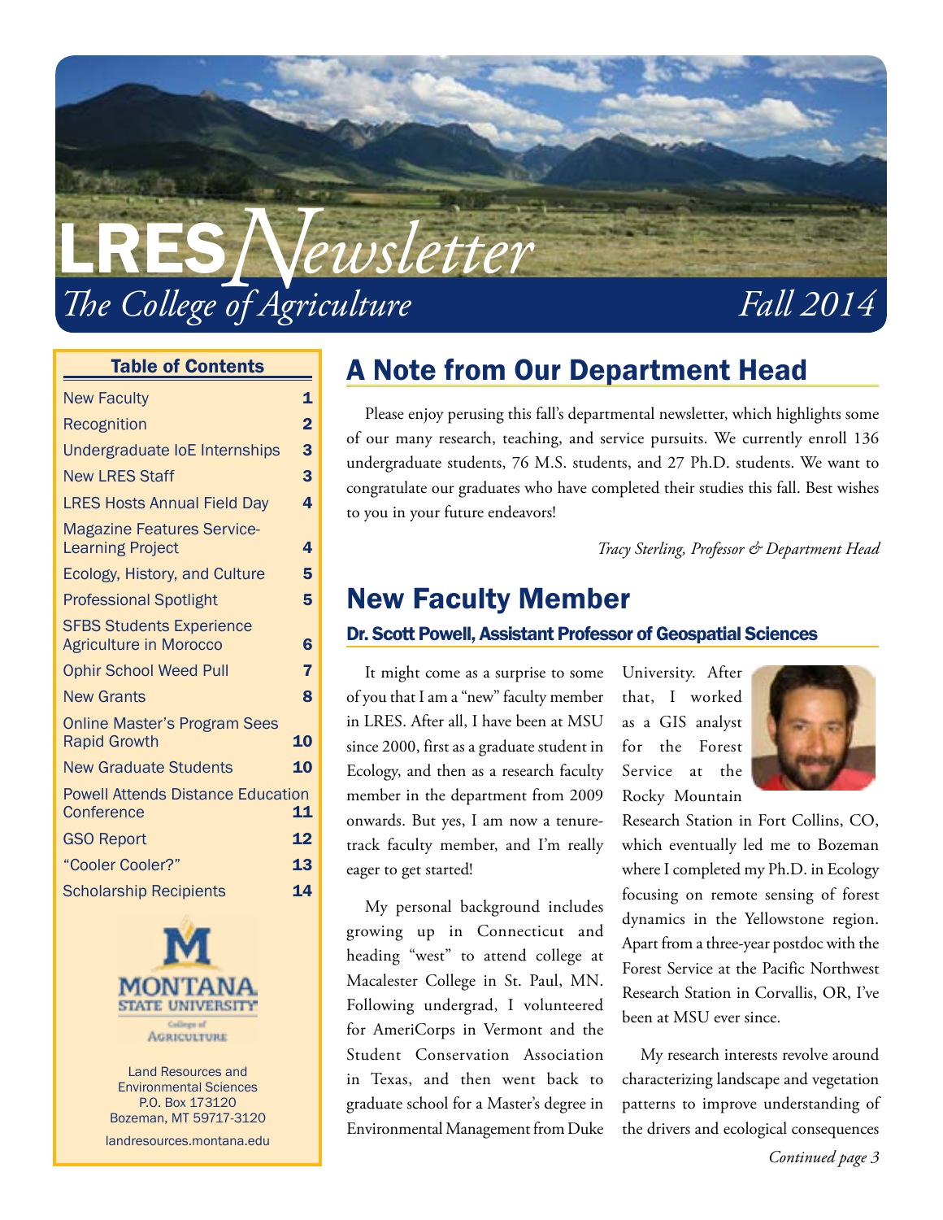# LRES Newsletter

*The College of Agriculture* — *Fall 2014*

## Table of Contents

| | |
|---|---|
| New Faculty | 1 |
| Recognition | 2 |
| Undergraduate IoE Internships | 3 |
| New LRES Staff | 3 |
| LRES Hosts Annual Field Day | 4 |
| Magazine Features Service-Learning Project | 4 |
| Ecology, History, and Culture | 5 |
| Professional Spotlight | 5 |
| SFBS Students Experience Agriculture in Morocco | 6 |
| Ophir School Weed Pull | 7 |
| New Grants | 8 |
| Online Master's Program Sees Rapid Growth | 10 |
| New Graduate Students | 10 |
| Powell Attends Distance Education Conference | 11 |
| GSO Report | 12 |
| "Cooler Cooler?" | 13 |
| Scholarship Recipients | 14 |

Montana State University College of Agriculture

Land Resources and Environmental Sciences
P.O. Box 173120
Bozeman, MT 59717-3120
landresources.montana.edu

## A Note from Our Department Head

Please enjoy perusing this fall's departmental newsletter, which highlights some of our many research, teaching, and service pursuits. We currently enroll 136 undergraduate students, 76 M.S. students, and 27 Ph.D. students. We want to congratulate our graduates who have completed their studies this fall. Best wishes to you in your future endeavors!

*Tracy Sterling, Professor & Department Head*

## New Faculty Member

### Dr. Scott Powell, Assistant Professor of Geospatial Sciences

It might come as a surprise to some of you that I am a "new" faculty member in LRES. After all, I have been at MSU since 2000, first as a graduate student in Ecology, and then as a research faculty member in the department from 2009 onwards. But yes, I am now a tenure-track faculty member, and I'm really eager to get started!

My personal background includes growing up in Connecticut and heading "west" to attend college at Macalester College in St. Paul, MN. Following undergrad, I volunteered for AmeriCorps in Vermont and the Student Conservation Association in Texas, and then went back to graduate school for a Master's degree in Environmental Management from Duke University. After that, I worked as a GIS analyst for the Forest Service at the Rocky Mountain Research Station in Fort Collins, CO, which eventually led me to Bozeman where I completed my Ph.D. in Ecology focusing on remote sensing of forest dynamics in the Yellowstone region. Apart from a three-year postdoc with the Forest Service at the Pacific Northwest Research Station in Corvallis, OR, I've been at MSU ever since.

My research interests revolve around characterizing landscape and vegetation patterns to improve understanding of the drivers and ecological consequences

*Continued page 3*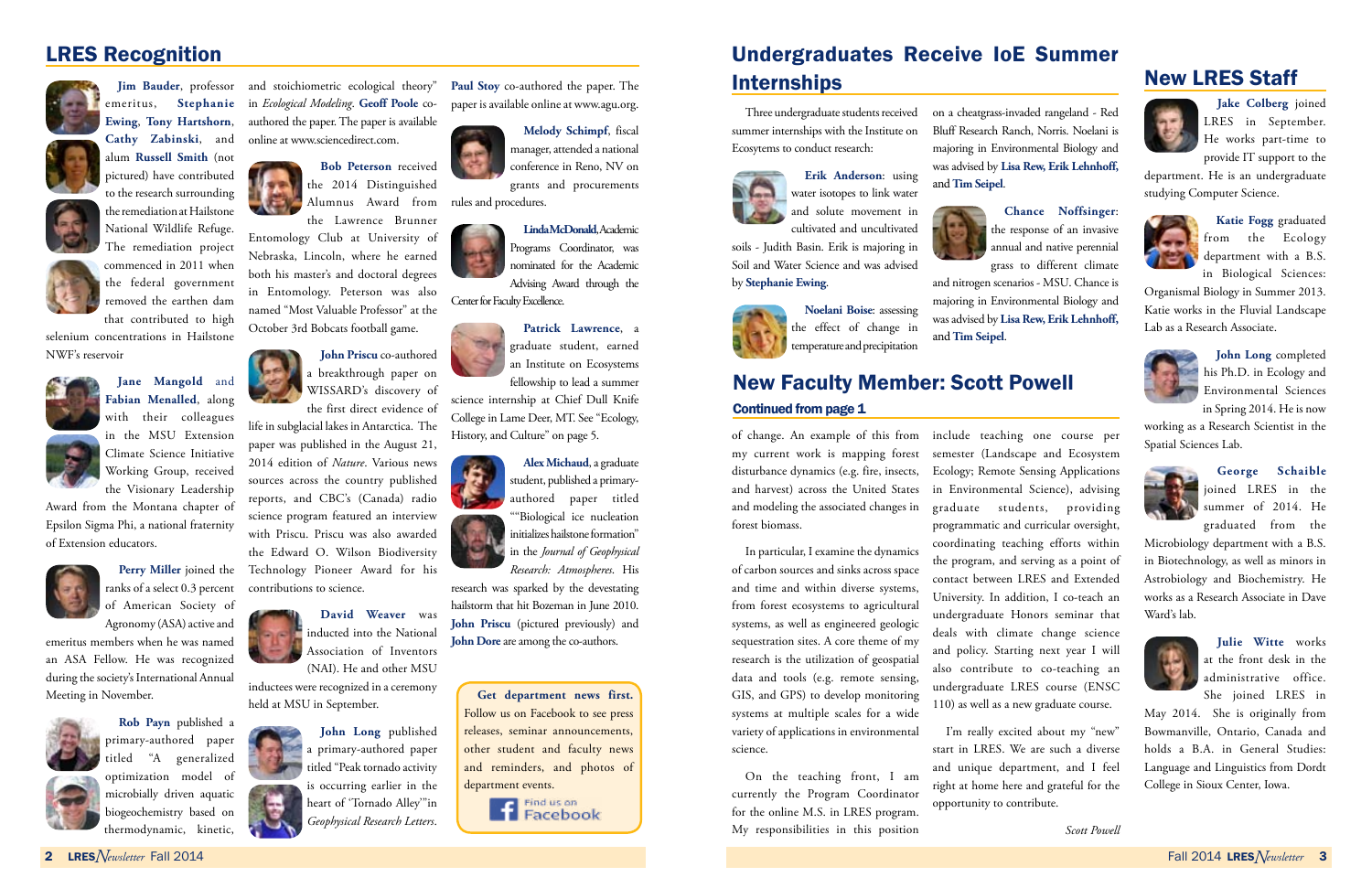## LRES Recognition

**Jim Bauder**, professor emeritus, **Stephanie Ewing**, **Tony Hartshorn**, **Cathy Zabinski**, and alum **Russell Smith** (not pictured) have contributed to the research surrounding the remediation at Hailstone National Wildlife Refuge. The remediation project commenced in 2011 when the federal government removed the earthen dam that contributed to high selenium concentrations in Hailstone NWF's reservoir

**Jane Mangold** and **Fabian Menalled**, along with their colleagues in the MSU Extension Climate Science Initiative Working Group, received the Visionary Leadership Award from the Montana chapter of Epsilon Sigma Phi, a national fraternity of Extension educators.

**Perry Miller** joined the ranks of a select 0.3 percent of American Society of Agronomy (ASA) active and emeritus members when he was named an ASA Fellow. He was recognized during the society's International Annual Meeting in November.

**Rob Payn** published a primary-authored paper titled "A generalized optimization model of microbially driven aquatic biogeochemistry based on thermodynamic, kinetic, and stoichiometric ecological theory" in *Ecological Modeling*. **Geoff Poole** co-authored the paper. The paper is available online at www.sciencedirect.com.

**Bob Peterson** received the 2014 Distinguished Alumnus Award from the Lawrence Brunner Entomology Club at University of Nebraska, Lincoln, where he earned both his master's and doctoral degrees in Entomology. Peterson was also named "Most Valuable Professor" at the October 3rd Bobcats football game.

**John Priscu** co-authored a breakthrough paper on WISSARD's discovery of the first direct evidence of life in subglacial lakes in Antarctica. The paper was published in the August 21, 2014 edition of *Nature*. Various news sources across the country published reports, and CBC's (Canada) radio science program featured an interview with Priscu. Priscu was also awarded the Edward O. Wilson Biodiversity Technology Pioneer Award for his contributions to science.

**David Weaver** was inducted into the National Association of Inventors (NAI). He and other MSU inductees were recognized in a ceremony held at MSU in September.

**John Long** published a primary-authored paper titled "Peak tornado activity is occurring earlier in the heart of 'Tornado Alley'" in *Geophysical Research Letters*. **Paul Stoy** co-authored the paper. The paper is available online at www.agu.org.

**Melody Schimpf**, fiscal manager, attended a national conference in Reno, NV on grants and procurements rules and procedures.

**Linda McDonald**, Academic Programs Coordinator, was nominated for the Academic Advising Award through the Center for Faculty Excellence.

**Patrick Lawrence**, a graduate student, earned an Institute on Ecosystems fellowship to lead a summer science internship at Chief Dull Knife College in Lame Deer, MT. See "Ecology, History, and Culture" on page 5.

**Alex Michaud**, a graduate student, published a primary-authored paper titled ""Biological ice nucleation initializes hailstone formation" in the *Journal of Geophysical Research: Atmospheres*. His research was sparked by the devestating hailstorm that hit Bozeman in June 2010. **John Priscu** (pictured previously) and **John Dore** are among the co-authors.

**Get department news first.** Follow us on Facebook to see press releases, seminar announcements, other student and faculty news and reminders, and photos of department events.

Find us on Facebook

## Undergraduates Receive IoE Summer Internships

Three undergraduate students received summer internships with the Institute on Ecosystems to conduct research:

**Erik Anderson**: using water isotopes to link water and solute movement in cultivated and uncultivated soils - Judith Basin. Erik is majoring in Soil and Water Science and was advised by **Stephanie Ewing**.

**Noelani Boise**: assessing the effect of change in temperature and precipitation on a cheatgrass-invaded rangeland - Red Bluff Research Ranch, Norris. Noelani is majoring in Environmental Biology and was advised by **Lisa Rew, Erik Lehnhoff,** and **Tim Seipel**.

**Chance Noffsinger**: the response of an invasive annual and native perennial grass to different climate and nitrogen scenarios - MSU. Chance is majoring in Environmental Biology and was advised by **Lisa Rew, Erik Lehnhoff,** and **Tim Seipel**.

## New Faculty Member: Scott Powell

### Continued from page 1

of change. An example of this from my current work is mapping forest disturbance dynamics (e.g. fire, insects, and harvest) across the United States and modeling the associated changes in forest biomass.

In particular, I examine the dynamics of carbon sources and sinks across space and time and within diverse systems, from forest ecosystems to agricultural systems, as well as engineered geologic sequestration sites. A core theme of my research is the utilization of geospatial data and tools (e.g. remote sensing, GIS, and GPS) to develop monitoring systems at multiple scales for a wide variety of applications in environmental science.

On the teaching front, I am currently the Program Coordinator for the online M.S. in LRES program. My responsibilities in this position include teaching one course per semester (Landscape and Ecosystem Ecology; Remote Sensing Applications in Environmental Science), advising graduate students, providing programmatic and curricular oversight, coordinating teaching efforts within the program, and serving as a point of contact between LRES and Extended University. In addition, I co-teach an undergraduate Honors seminar that deals with climate change science and policy. Starting next year I will also contribute to co-teaching an undergraduate LRES course (ENSC 110) as well as a new graduate course.

I'm really excited about my "new" start in LRES. We are such a diverse and unique department, and I feel right at home here and grateful for the opportunity to contribute.

*Scott Powell*

## New LRES Staff

**Jake Colberg** joined LRES in September. He works part-time to provide IT support to the department. He is an undergraduate studying Computer Science.

**Katie Fogg** graduated from the Ecology department with a B.S. in Biological Sciences: Organismal Biology in Summer 2013. Katie works in the Fluvial Landscape Lab as a Research Associate.

**John Long** completed his Ph.D. in Ecology and Environmental Sciences in Spring 2014. He is now working as a Research Scientist in the Spatial Sciences Lab.

**George Schaible** joined LRES in the summer of 2014. He graduated from the Microbiology department with a B.S. in Biotechnology, as well as minors in Astrobiology and Biochemistry. He works as a Research Associate in Dave Ward's lab.

**Julie Witte** works at the front desk in the administrative office. She joined LRES in May 2014. She is originally from Bowmanville, Ontario, Canada and holds a B.A. in General Studies: Language and Linguistics from Dordt College in Sioux Center, Iowa.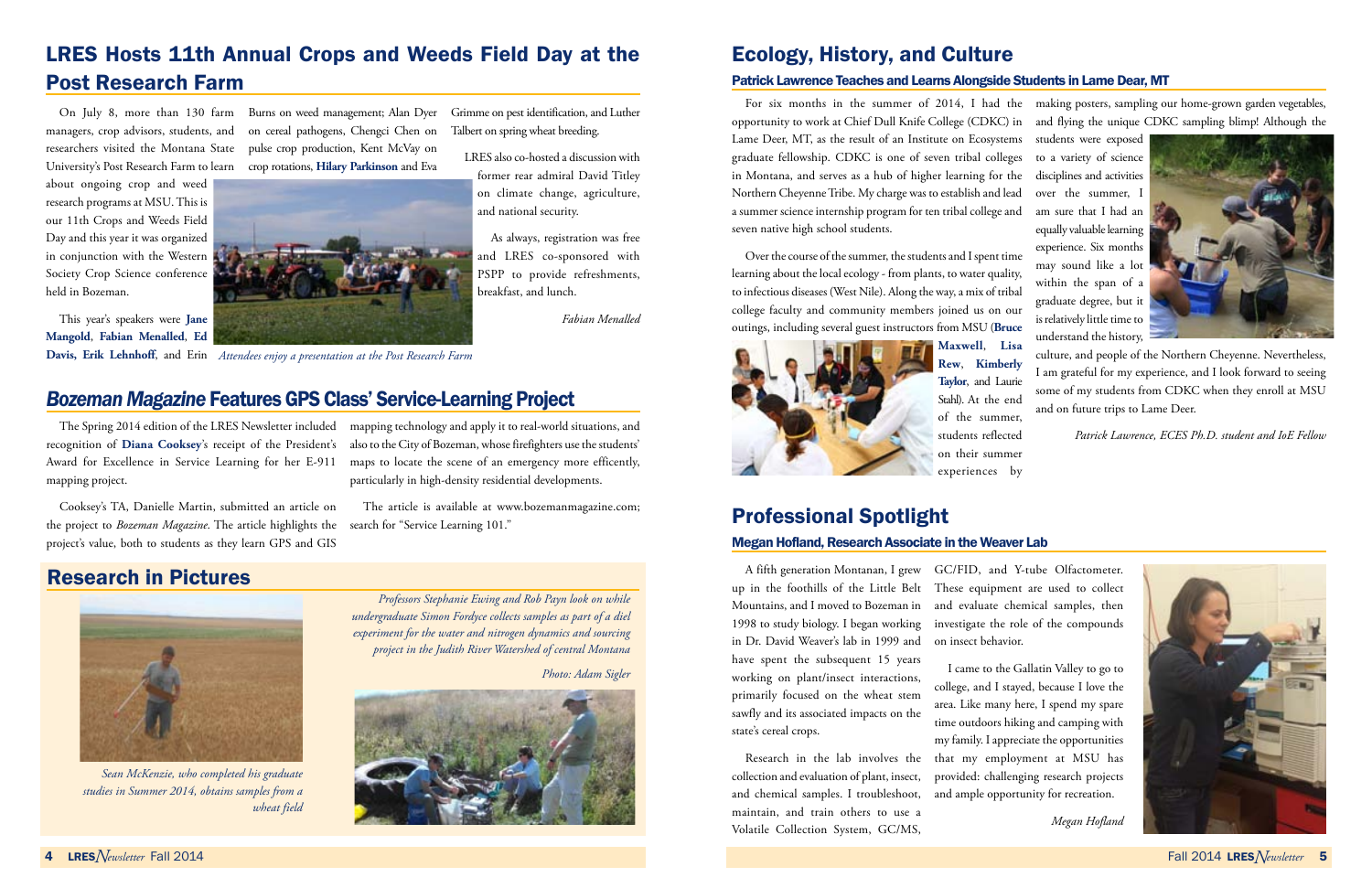## LRES Hosts 11th Annual Crops and Weeds Field Day at the Post Research Farm

On July 8, more than 130 farm managers, crop advisors, students, and researchers visited the Montana State University's Post Research Farm to learn about ongoing crop and weed research programs at MSU. This is our 11th Crops and Weeds Field Day and this year it was organized in conjunction with the Western Society Crop Science conference held in Bozeman.

This year's speakers were **Jane Mangold**, **Fabian Menalled**, **Ed Davis, Erik Lehnhoff**, and Erin Burns on weed management; Alan Dyer on cereal pathogens, Chengci Chen on pulse crop production, Kent McVay on crop rotations, **Hilary Parkinson** and Eva Grimme on pest identification, and Luther Talbert on spring wheat breeding.

*Attendees enjoy a presentation at the Post Research Farm*

LRES also co-hosted a discussion with former rear admiral David Titley on climate change, agriculture, and national security.

As always, registration was free and LRES co-sponsored with PSPP to provide refreshments, breakfast, and lunch.

*Fabian Menalled*

## *Bozeman Magazine* Features GPS Class' Service-Learning Project

The Spring 2014 edition of the LRES Newsletter included recognition of **Diana Cooksey**'s receipt of the President's Award for Excellence in Service Learning for her E-911 mapping project.

Cooksey's TA, Danielle Martin, submitted an article on the project to *Bozeman Magazine*. The article highlights the project's value, both to students as they learn GPS and GIS mapping technology and apply it to real-world situations, and also to the City of Bozeman, whose firefighters use the students' maps to locate the scene of an emergency more efficently, particularly in high-density residential developments.

The article is available at www.bozemanmagazine.com; search for "Service Learning 101."

## Research in Pictures

*Sean McKenzie, who completed his graduate studies in Summer 2014, obtains samples from a wheat field*

*Professors Stephanie Ewing and Rob Payn look on while undergraduate Simon Fordyce collects samples as part of a diel experiment for the water and nitrogen dynamics and sourcing project in the Judith River Watershed of central Montana*

*Photo: Adam Sigler*

## Ecology, History, and Culture

### Patrick Lawrence Teaches and Learns Alongside Students in Lame Dear, MT

For six months in the summer of 2014, I had the opportunity to work at Chief Dull Knife College (CDKC) in Lame Deer, MT, as the result of an Institute on Ecosystems graduate fellowship. CDKC is one of seven tribal colleges in Montana, and serves as a hub of higher learning for the Northern Cheyenne Tribe. My charge was to establish and lead a summer science internship program for ten tribal college and seven native high school students.

Over the course of the summer, the students and I spent time learning about the local ecology - from plants, to water quality, to infectious diseases (West Nile). Along the way, a mix of tribal college faculty and community members joined us on our outings, including several guest instructors from MSU (**Bruce Maxwell**, **Lisa Rew**, **Kimberly Taylor**, and Laurie Stahl). At the end of the summer, students reflected on their summer experiences by making posters, sampling our home-grown garden vegetables, and flying the unique CDKC sampling blimp! Although the students were exposed to a variety of science disciplines and activities over the summer, I am sure that I had an equally valuable learning experience. Six months may sound like a lot within the span of a graduate degree, but it is relatively little time to understand the history, culture, and people of the Northern Cheyenne. Nevertheless, I am grateful for my experience, and I look forward to seeing some of my students from CDKC when they enroll at MSU and on future trips to Lame Deer.

*Patrick Lawrence, ECES Ph.D. student and IoE Fellow*

## Professional Spotlight

### Megan Hofland, Research Associate in the Weaver Lab

A fifth generation Montanan, I grew up in the foothills of the Little Belt Mountains, and I moved to Bozeman in 1998 to study biology. I began working in Dr. David Weaver's lab in 1999 and have spent the subsequent 15 years working on plant/insect interactions, primarily focused on the wheat stem sawfly and its associated impacts on the state's cereal crops.

Research in the lab involves the collection and evaluation of plant, insect, and chemical samples. I troubleshoot, maintain, and train others to use a Volatile Collection System, GC/MS, GC/FID, and Y-tube Olfactometer. These equipment are used to collect and evaluate chemical samples, then investigate the role of the compounds on insect behavior.

I came to the Gallatin Valley to go to college, and I stayed, because I love the area. Like many here, I spend my spare time outdoors hiking and camping with my family. I appreciate the opportunities that my employment at MSU has provided: challenging research projects and ample opportunity for recreation.

*Megan Hofland*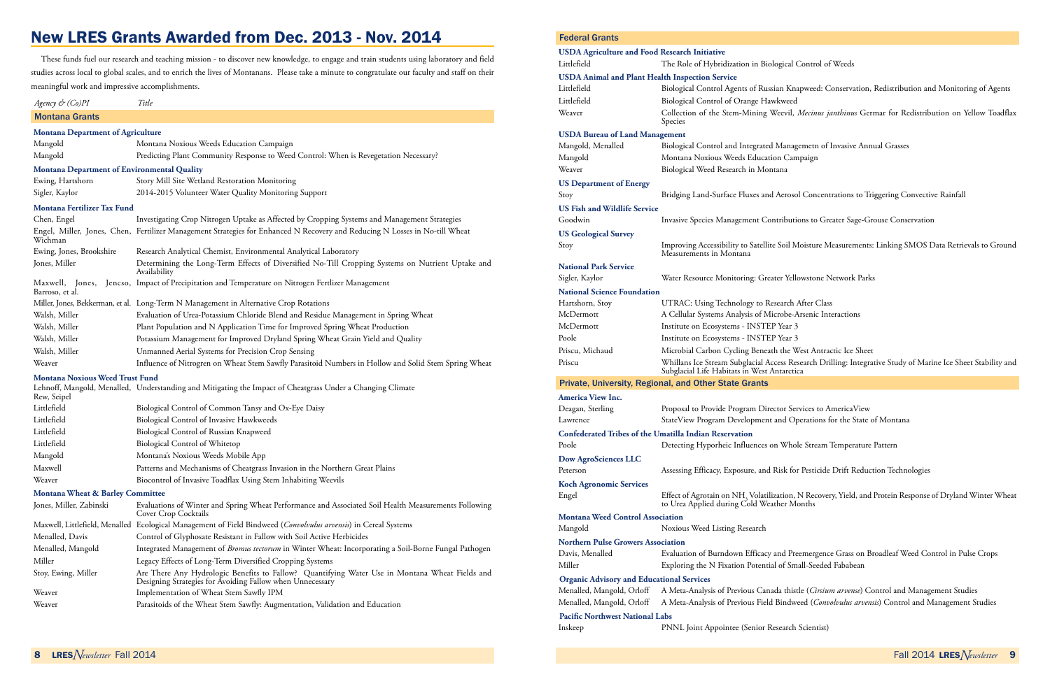# New LRES Grants Awarded from Dec. 2013 - Nov. 2014

These funds fuel our research and teaching mission - to discover new knowledge, to engage and train students using laboratory and field studies across local to global scales, and to enrich the lives of Montanans. Please take a minute to congratulate our faculty and staff on their meaningful work and impressive accomplishments.

| *Agency & (Co)PI* | *Title* |
|---|---|

## Montana Grants

**Montana Department of Agriculture**

| | |
|---|---|
| Mangold | Montana Noxious Weeds Education Campaign |
| Mangold | Predicting Plant Community Response to Weed Control: When is Revegetation Necessary? |

**Montana Department of Environmental Quality**

| | |
|---|---|
| Ewing, Hartshorn | Story Mill Site Wetland Restoration Monitoring |
| Sigler, Kaylor | 2014-2015 Volunteer Water Quality Monitoring Support |

**Montana Fertilizer Tax Fund**

| | |
|---|---|
| Chen, Engel | Investigating Crop Nitrogen Uptake as Affected by Cropping Systems and Management Strategies |
| Engel, Miller, Jones, Chen, Wichman | Fertilizer Management Strategies for Enhanced N Recovery and Reducing N Losses in No-till Wheat |
| Ewing, Jones, Brookshire | Research Analytical Chemist, Environmental Analytical Laboratory |
| Jones, Miller | Determining the Long-Term Effects of Diversified No-Till Cropping Systems on Nutrient Uptake and Availability |
| Maxwell, Jones, Jencso, Barroso, et al. | Impact of Precipitation and Temperature on Nitrogen Fertlizer Management |
| Miller, Jones, Bekkerman, et al. | Long-Term N Management in Alternative Crop Rotations |
| Walsh, Miller | Evaluation of Urea-Potassium Chloride Blend and Residue Management in Spring Wheat |
| Walsh, Miller | Plant Population and N Application Time for Improved Spring Wheat Production |
| Walsh, Miller | Potassium Management for Improved Dryland Spring Wheat Grain Yield and Quality |
| Walsh, Miller | Unmanned Aerial Systems for Precision Crop Sensing |
| Weaver | Influence of Nitrogren on Wheat Stem Sawfly Parasitoid Numbers in Hollow and Solid Stem Spring Wheat |

**Montana Noxious Weed Trust Fund**

| | |
|---|---|
| Lehnoff, Mangold, Menalled, Rew, Seipel | Understanding and Mitigating the Impact of Cheatgrass Under a Changing Climate |
| Littlefield | Biological Control of Common Tansy and Ox-Eye Daisy |
| Littlefield | Biological Control of Invasive Hawkweeds |
| Littlefield | Biological Control of Russian Knapweed |
| Littlefield | Biological Control of Whitetop |
| Mangold | Montana's Noxious Weeds Mobile App |
| Maxwell | Patterns and Mechanisms of Cheatgrass Invasion in the Northern Great Plains |
| Weaver | Biocontrol of Invasive Toadflax Using Stem Inhabiting Weevils |

**Montana Wheat & Barley Committee**

| | |
|---|---|
| Jones, Miller, Zabinski | Evaluations of Winter and Spring Wheat Performance and Associated Soil Health Measurements Following Cover Crop Cocktails |
| Maxwell, Littlefield, Menalled | Ecological Management of Field Bindweed (*Convolvulus arvensis*) in Cereal Systems |
| Menalled, Davis | Control of Glyphosate Resistant in Fallow with Soil Active Herbicides |
| Menalled, Mangold | Integrated Management of *Bromus tectorum* in Winter Wheat: Incorporating a Soil-Borne Fungal Pathogen |
| Miller | Legacy Effects of Long-Term Diversified Cropping Systems |
| Stoy, Ewing, Miller | Are There Any Hydrologic Benefits to Fallow? Quantifying Water Use in Montana Wheat Fields and Designing Strategies for Avoiding Fallow when Unnecessary |
| Weaver | Implementation of Wheat Stem Sawfly IPM |
| Weaver | Parasitoids of the Wheat Stem Sawfly: Augmentation, Validation and Education |

## Federal Grants

**USDA Agriculture and Food Research Initiative**

| | |
|---|---|
| Littlefield | The Role of Hybridization in Biological Control of Weeds |

**USDA Animal and Plant Health Inspection Service**

| | |
|---|---|
| Littlefield | Biological Control Agents of Russian Knapweed: Conservation, Redistribution and Monitoring of Agents |
| Littlefield | Biological Control of Orange Hawkweed |
| Weaver | Collection of the Stem-Mining Weevil, *Mecinus janthinus* Germar for Redistribution on Yellow Toadflax Species |

**USDA Bureau of Land Management**

| | |
|---|---|
| Mangold, Menalled | Biological Control and Integrated Managemetn of Invasive Annual Grasses |
| Mangold | Montana Noxious Weeds Education Campaign |
| Weaver | Biological Weed Research in Montana |

**US Department of Energy**

| | |
|---|---|
| Stoy | Bridging Land-Surface Fluxes and Aerosol Concentrations to Triggering Convective Rainfall |

**US Fish and Wildlife Service**

| | |
|---|---|
| Goodwin | Invasive Species Management Contributions to Greater Sage-Grouse Conservation |

**US Geological Survey**

| | |
|---|---|
| Stoy | Improving Accessibility to Satellite Soil Moisture Measurements: Linking SMOS Data Retrievals to Ground Measurements in Montana |

**National Park Service**

| | |
|---|---|
| Sigler, Kaylor | Water Resource Monitoring: Greater Yellowstone Network Parks |

**National Science Foundation**

| | |
|---|---|
| Hartshorn, Stoy | UTRAC: Using Technology to Research After Class |
| McDermott | A Cellular Systems Analysis of Microbe-Arsenic Interactions |
| McDermott | Institute on Ecosystems - INSTEP Year 3 |
| Poole | Institute on Ecosystems - INSTEP Year 3 |
| Priscu, Michaud | Microbial Carbon Cycling Beneath the West Antractic Ice Sheet |
| Priscu | Whillans Ice Stream Subglacial Access Research Drilling: Integrative Study of Marine Ice Sheet Stability and Subglacial Life Habitats in West Antarctica |

## Private, University, Regional, and Other State Grants

**America View Inc.**

| | |
|---|---|
| Deagan, Sterling | Proposal to Provide Program Director Services to AmericaView |
| Lawrence | StateView Program Development and Operations for the State of Montana |

**Confederated Tribes of the Umatilla Indian Reservation**

| | |
|---|---|
| Poole | Detecting Hyporheic Influences on Whole Stream Temperature Pattern |

**Dow AgroSciences LLC**

| | |
|---|---|
| Peterson | Assessing Efficacy, Exposure, and Risk for Pesticide Drift Reduction Technologies |

**Koch Agronomic Services**

| | |
|---|---|
| Engel | Effect of Agrotain on $NH_3$ Volatilization, N Recovery, Yield, and Protein Response of Dryland Winter Wheat to Urea Applied during Cold Weather Months |

**Montana Weed Control Association**

| | |
|---|---|
| Mangold | Noxious Weed Listing Research |

**Northern Pulse Growers Association**

| | |
|---|---|
| Davis, Menalled | Evaluation of Burndown Efficacy and Preemergence Grass on Broadleaf Weed Control in Pulse Crops |
| Miller | Exploring the N Fixation Potential of Small-Seeded Fababean |

**Organic Advisory and Educational Services**

| | |
|---|---|
| Menalled, Mangold, Orloff | A Meta-Analysis of Previous Canada thistle (*Cirsium arvense*) Control and Management Studies |
| Menalled, Mangold, Orloff | A Meta-Analysis of Previous Field Bindweed (*Convolvulus arvensis*) Control and Management Studies |

**Pacific Northwest National Labs**

| | |
|---|---|
| Inskeep | PNNL Joint Appointee (Senior Research Scientist) |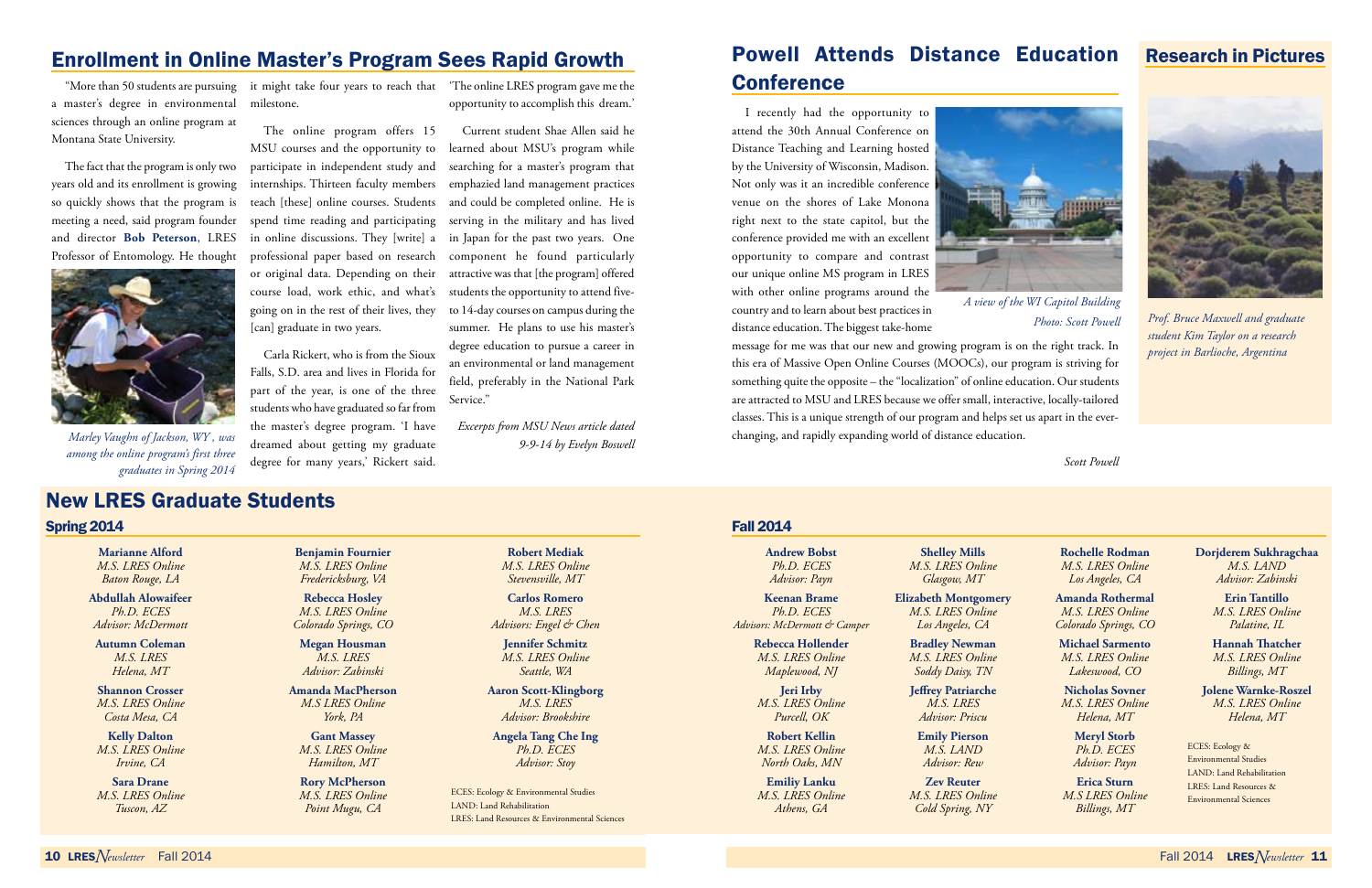## Enrollment in Online Master's Program Sees Rapid Growth

"More than 50 students are pursuing a master's degree in environmental sciences through an online program at Montana State University.

The fact that the program is only two years old and its enrollment is growing so quickly shows that the program is meeting a need, said program founder and director **Bob Peterson**, LRES Professor of Entomology. He thought it might take four years to reach that milestone.

*Marley Vaughn of Jackson, WY , was among the online program's first three graduates in Spring 2014*

The online program offers 15 MSU courses and the opportunity to participate in independent study and internships. Thirteen faculty members teach [these] online courses. Students spend time reading and participating in online discussions. They [write] a professional paper based on research or original data. Depending on their course load, work ethic, and what's going on in the rest of their lives, they [can] graduate in two years.

Carla Rickert, who is from the Sioux Falls, S.D. area and lives in Florida for part of the year, is one of the three students who have graduated so far from the master's degree program. 'I have dreamed about getting my graduate degree for many years,' Rickert said. 'The online LRES program gave me the opportunity to accomplish this dream.'

Current student Shae Allen said he learned about MSU's program while searching for a master's program that emphasized land management practices and could be completed online. He is serving in the military and has lived in Japan for the past two years. One component he found particularly attractive was that [the program] offered students the opportunity to attend five- to 14-day courses on campus during the summer. He plans to use his master's degree education to pursue a career in an environmental or land management field, preferably in the National Park Service."

*Excerpts from MSU News article dated 9-9-14 by Evelyn Boswell*

## Powell Attends Distance Education Conference

I recently had the opportunity to attend the 30th Annual Conference on Distance Teaching and Learning hosted by the University of Wisconsin, Madison. Not only was it an incredible conference venue on the shores of Lake Monona right next to the state capitol, but the conference provided me with an excellent opportunity to compare and contrast our unique online MS program in LRES with other online programs around the country and to learn about best practices in distance education. The biggest take-home message for me was that our new and growing program is on the right track. In this era of Massive Open Online Courses (MOOCs), our program is striving for something quite the opposite – the "localization" of online education. Our students are attracted to MSU and LRES because we offer small, interactive, locally-tailored classes. This is a unique strength of our program and helps set us apart in the ever-changing, and rapidly expanding world of distance education.

*A view of the WI Capitol Building*
*Photo: Scott Powell*

*Scott Powell*

## Research in Pictures

*Prof. Bruce Maxwell and graduate student Kim Taylor on a research project in Barlioche, Argentina*

## New LRES Graduate Students

### Spring 2014

**Marianne Alford**
*M.S. LRES Online*
*Baton Rouge, LA*

**Abdullah Alowaifeer**
*Ph.D. ECES*
*Advisor: McDermott*

**Autumn Coleman**
*M.S. LRES*
*Helena, MT*

**Shannon Crosser**
*M.S. LRES Online*
*Costa Mesa, CA*

**Kelly Dalton**
*M.S. LRES Online*
*Irvine, CA*

**Sara Drane**
*M.S. LRES Online*
*Tuscon, AZ*

**Benjamin Fournier**
*M.S. LRES Online*
*Fredericksburg, VA*

**Rebecca Hosley**
*M.S. LRES Online*
*Colorado Springs, CO*

**Megan Housman**
*M.S. LRES*
*Advisor: Zabinski*

**Amanda MacPherson**
*M.S LRES Online*
*York, PA*

**Gant Massey**
*M.S. LRES Online*
*Hamilton, MT*

**Rory McPherson**
*M.S. LRES Online*
*Point Mugu, CA*

**Robert Mediak**
*M.S. LRES Online*
*Stevensville, MT*

**Carlos Romero**
*M.S. LRES*
*Advisors: Engel & Chen*

**Jennifer Schmitz**
*M.S. LRES Online*
*Seattle, WA*

**Aaron Scott-Klingborg**
*M.S. LRES*
*Advisor: Brookshire*

**Angela Tang Che Ing**
*Ph.D. ECES*
*Advisor: Stoy*

ECES: Ecology & Environmental Studies
LAND: Land Rehabilitation
LRES: Land Resources & Environmental Sciences

### Fall 2014

**Andrew Bobst**
*Ph.D. ECES*
*Advisor: Payn*

**Keenan Brame**
*Ph.D. ECES*
*Advisors: McDermott & Camper*

**Rebecca Hollender**
*M.S. LRES Online*
*Maplewood, NJ*

**Jeri Irby**
*M.S. LRES Online*
*Purcell, OK*

**Robert Kellin**
*M.S. LRES Online*
*North Oaks, MN*

**Emiliy Lanku**
*M.S. LRES Online*
*Athens, GA*

**Shelley Mills**
*M.S. LRES Online*
*Glasgow, MT*

**Elizabeth Montgomery**
*M.S. LRES Online*
*Los Angeles, CA*

**Bradley Newman**
*M.S. LRES Online*
*Soddy Daisy, TN*

**Jeffrey Patriarche**
*M.S. LRES*
*Advisor: Priscu*

**Emily Pierson**
*M.S. LAND*
*Advisor: Rew*

**Zev Reuter**
*M.S. LRES Online*
*Cold Spring, NY*

**Rochelle Rodman**
*M.S. LRES Online*
*Los Angeles, CA*

**Amanda Rothermal**
*M.S. LRES Online*
*Colorado Springs, CO*

**Michael Sarmento**
*M.S. LRES Online*
*Lakeswood, CO*

**Nicholas Sovner**
*M.S. LRES Online*
*Helena, MT*

**Meryl Storb**
*Ph.D. ECES*
*Advisor: Payn*

**Erica Sturn**
*M.S LRES Online*
*Billings, MT*

**Dorjderem Sukhragchaa**
*M.S. LAND*
*Advisor: Zabinski*

**Erin Tantillo**
*M.S. LRES Online*
*Palatine, IL*

**Hannah Thatcher**
*M.S. LRES Online*
*Billings, MT*

**Jolene Warnke-Roszel**
*M.S. LRES Online*
*Helena, MT*

ECES: Ecology & Environmental Studies
LAND: Land Rehabilitation
LRES: Land Resources & Environmental Sciences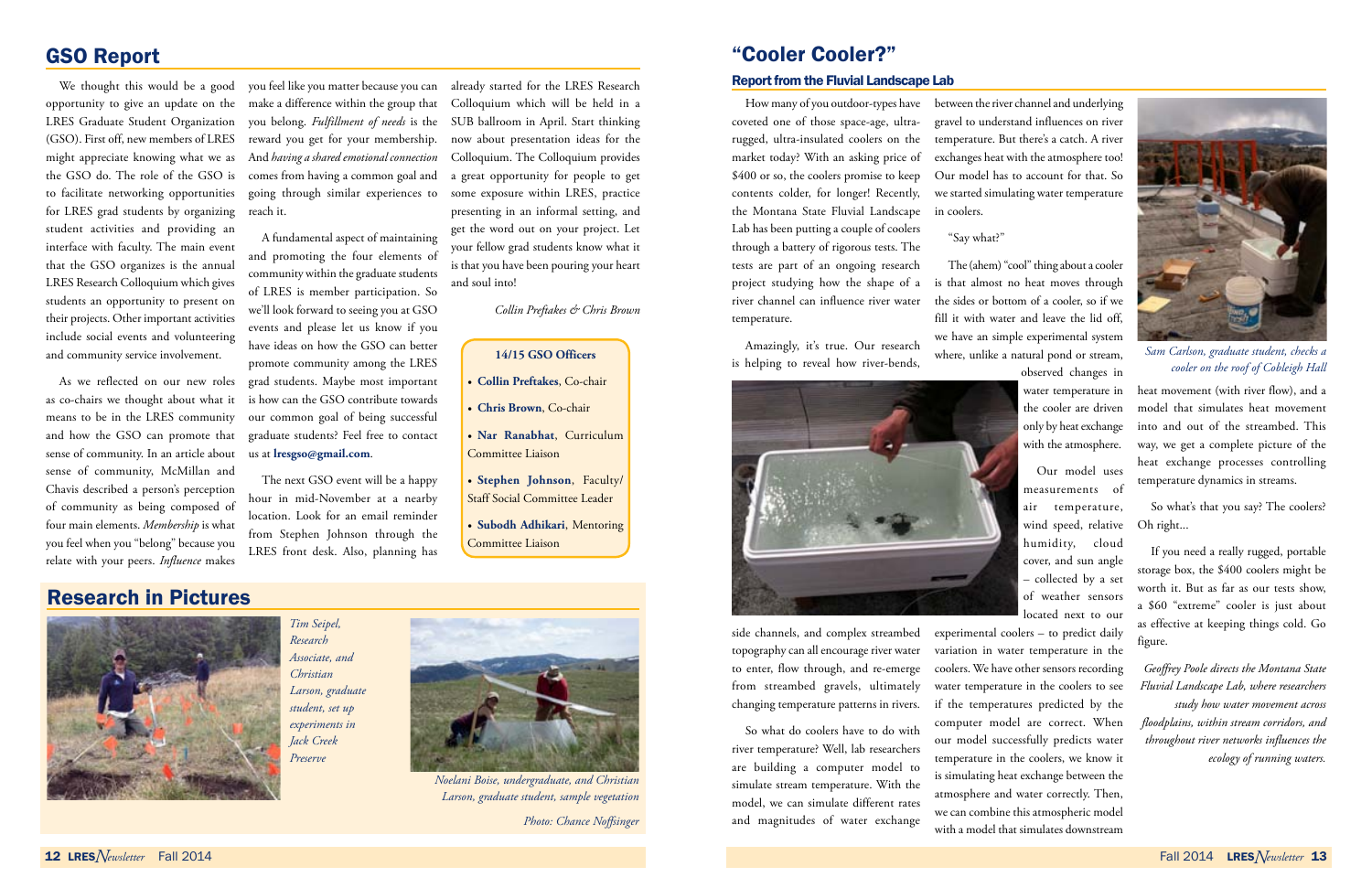## GSO Report

We thought this would be a good opportunity to give an update on the LRES Graduate Student Organization (GSO). First off, new members of LRES might appreciate knowing what we as the GSO do. The role of the GSO is to facilitate networking opportunities for LRES grad students by organizing student activities and providing an interface with faculty. The main event that the GSO organizes is the annual LRES Research Colloquium which gives students an opportunity to present on their projects. Other important activities include social events and volunteering and community service involvement.

As we reflected on our new roles as co-chairs we thought about what it means to be in the LRES community and how the GSO can promote that sense of community. In an article about sense of community, McMillan and Chavis described a person's perception of community as being composed of four main elements. *Membership* is what you feel when you "belong" because you relate with your peers. *Influence* makes you feel like you matter because you can make a difference within the group that you belong. *Fulfillment of needs* is the reward you get for your membership. And *having a shared emotional connection* comes from having a common goal and going through similar experiences to reach it.

A fundamental aspect of maintaining and promoting the four elements of community within the graduate students of LRES is member participation. So we'll look forward to seeing you at GSO events and please let us know if you have ideas on how the GSO can better promote community among the LRES grad students. Maybe most important is how can the GSO contribute towards our common goal of being successful graduate students? Feel free to contact us at **lresgso@gmail.com**.

The next GSO event will be a happy hour in mid-November at a nearby location. Look for an email reminder from Stephen Johnson through the LRES front desk. Also, planning has already started for the LRES Research Colloquium which will be held in a SUB ballroom in April. Start thinking now about presentation ideas for the Colloquium. The Colloquium provides a great opportunity for people to get some exposure within LRES, practice presenting in an informal setting, and get the word out on your project. Let your fellow grad students know what it is that you have been pouring your heart and soul into!

*Collin Preftakes & Chris Brown*

**14/15 GSO Officers**

- **Collin Preftakes**, Co-chair
- **Chris Brown**, Co-chair
- **Nar Ranabhat**, Curriculum Committee Liaison
- **Stephen Johnson**, Faculty/Staff Social Committee Leader
- **Subodh Adhikari**, Mentoring Committee Liaison

## Research in Pictures

*Tim Seipel, Research Associate, and Christian Larson, graduate student, set up experiments in Jack Creek Preserve*

*Noelani Boise, undergraduate, and Christian Larson, graduate student, sample vegetation*

*Photo: Chance Noffsinger*

## "Cooler Cooler?"

### Report from the Fluvial Landscape Lab

How many of you outdoor-types have coveted one of those space-age, ultra-rugged, ultra-insulated coolers on the market today? With an asking price of $400 or so, the coolers promise to keep contents colder, for longer! Recently, the Montana State Fluvial Landscape Lab has been putting a couple of coolers through a battery of rigorous tests. The tests are part of an ongoing research project studying how the shape of a river channel can influence river water temperature.

Amazingly, it's true. Our research is helping to reveal how river-bends, side channels, and complex streambed topography can all encourage river water to enter, flow through, and re-emerge from streambed gravels, ultimately changing temperature patterns in rivers.

So what do coolers have to do with river temperature? Well, lab researchers are building a computer model to simulate stream temperature. With the model, we can simulate different rates and magnitudes of water exchange between the river channel and underlying gravel to understand influences on river temperature. But there's a catch. A river exchanges heat with the atmosphere too! Our model has to account for that. So we started simulating water temperature in coolers.

"Say what?"

The (ahem) "cool" thing about a cooler is that almost no heat moves through the sides or bottom of a cooler, so if we fill it with water and leave the lid off, we have an simple experimental system where, unlike a natural pond or stream, observed changes in water temperature in the cooler are driven only by heat exchange with the atmosphere.

Our model uses measurements of air temperature, wind speed, relative humidity, cloud cover, and sun angle – collected by a set of weather sensors located next to our experimental coolers – to predict daily variation in water temperature in the coolers. We have other sensors recording water temperature in the coolers to see if the temperatures predicted by the computer model are correct. When our model successfully predicts water temperature in the coolers, we know it is simulating heat exchange between the atmosphere and water correctly. Then, we can combine this atmospheric model with a model that simulates downstream heat movement (with river flow), and a model that simulates heat movement into and out of the streambed. This way, we get a complete picture of the heat exchange processes controlling temperature dynamics in streams.

*Sam Carlson, graduate student, checks a cooler on the roof of Cobleigh Hall*

So what's that you say? The coolers? Oh right...

If you need a really rugged, portable storage box, the $400 coolers might be worth it. But as far as our tests show, a $60 "extreme" cooler is just about as effective at keeping things cold. Go figure.

*Geoffrey Poole directs the Montana State Fluvial Landscape Lab, where researchers study how water movement across floodplains, within stream corridors, and throughout river networks influences the ecology of running waters.*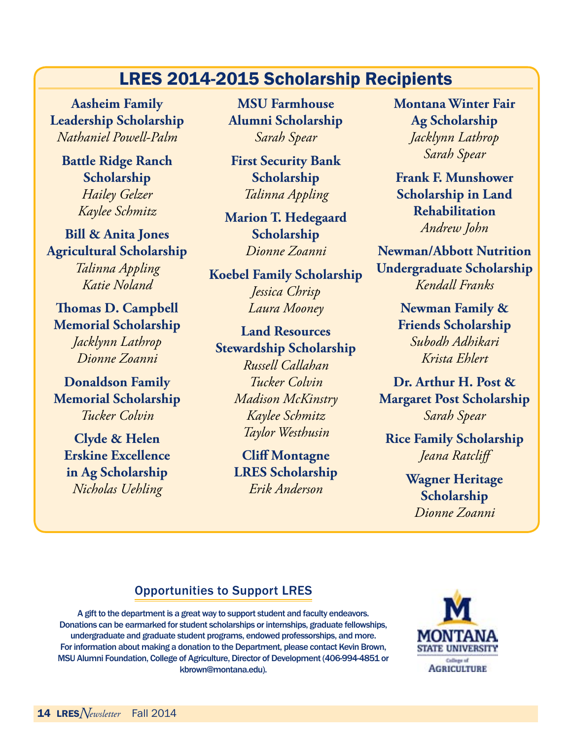## LRES 2014-2015 Scholarship Recipients

**Aasheim Family Leadership Scholarship**
*Nathaniel Powell-Palm*

**Battle Ridge Ranch Scholarship**
*Hailey Gelzer*
*Kaylee Schmitz*

**Bill & Anita Jones Agricultural Scholarship**
*Talinna Appling*
*Katie Noland*

**Thomas D. Campbell Memorial Scholarship**
*Jacklynn Lathrop*
*Dionne Zoanni*

**Donaldson Family Memorial Scholarship**
*Tucker Colvin*

**Clyde & Helen Erskine Excellence in Ag Scholarship**
*Nicholas Uehling*

**MSU Farmhouse Alumni Scholarship**
*Sarah Spear*

**First Security Bank Scholarship**
*Talinna Appling*

**Marion T. Hedegaard Scholarship**
*Dionne Zoanni*

**Koebel Family Scholarship**
*Jessica Chrisp*
*Laura Mooney*

**Land Resources Stewardship Scholarship**
*Russell Callahan*
*Tucker Colvin*
*Madison McKinstry*
*Kaylee Schmitz*
*Taylor Westhusin*

**Cliff Montagne LRES Scholarship**
*Erik Anderson*

**Montana Winter Fair Ag Scholarship**
*Jacklynn Lathrop*
*Sarah Spear*

**Frank F. Munshower Scholarship in Land Rehabilitation**
*Andrew John*

**Newman/Abbott Nutrition Undergraduate Scholarship**
*Kendall Franks*

**Newman Family & Friends Scholarship**
*Subodh Adhikari*
*Krista Ehlert*

**Dr. Arthur H. Post & Margaret Post Scholarship**
*Sarah Spear*

**Rice Family Scholarship**
*Jeana Ratcliff*

**Wagner Heritage Scholarship**
*Dionne Zoanni*

### Opportunities to Support LRES

A gift to the department is a great way to support student and faculty endeavors. Donations can be earmarked for student scholarships or internships, graduate fellowships, undergraduate and graduate student programs, endowed professorships, and more. For information about making a donation to the Department, please contact Kevin Brown, MSU Alumni Foundation, College of Agriculture, Director of Development (406-994-4851 or kbrown@montana.edu).

MONTANA STATE UNIVERSITY
College of AGRICULTURE